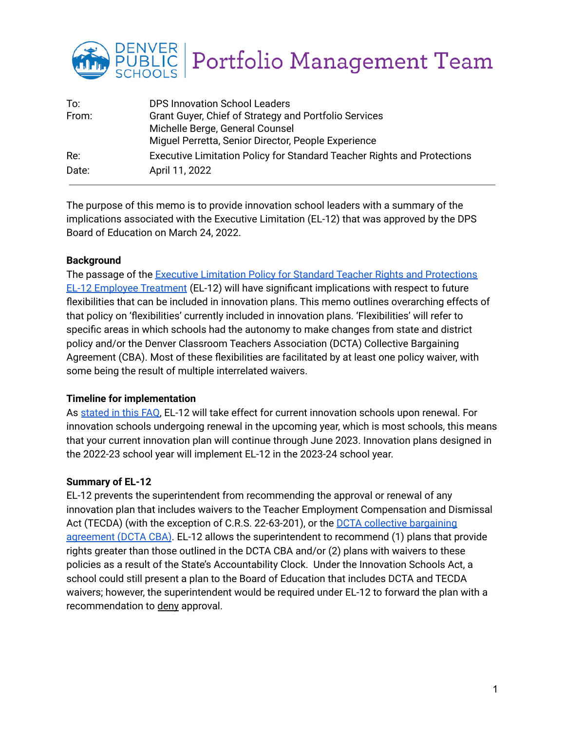# DENVER PUBLIC SCHOOLS | Portfolio Management Team

| | |
|---|---|
| To: | DPS Innovation School Leaders |
| From: | Grant Guyer, Chief of Strategy and Portfolio Services<br>Michelle Berge, General Counsel<br>Miguel Perretta, Senior Director, People Experience |
| Re: | Executive Limitation Policy for Standard Teacher Rights and Protections |
| Date: | April 11, 2022 |

---

The purpose of this memo is to provide innovation school leaders with a summary of the implications associated with the Executive Limitation (EL-12) that was approved by the DPS Board of Education on March 24, 2022.

**Background**

The passage of the Executive Limitation Policy for Standard Teacher Rights and Protections EL-12 Employee Treatment (EL-12) will have significant implications with respect to future flexibilities that can be included in innovation plans. This memo outlines overarching effects of that policy on 'flexibilities' currently included in innovation plans. 'Flexibilities' will refer to specific areas in which schools had the autonomy to make changes from state and district policy and/or the Denver Classroom Teachers Association (DCTA) Collective Bargaining Agreement (CBA). Most of these flexibilities are facilitated by at least one policy waiver, with some being the result of multiple interrelated waivers.

**Timeline for implementation**

As stated in this FAQ, EL-12 will take effect for current innovation schools upon renewal. For innovation schools undergoing renewal in the upcoming year, which is most schools, this means that your current innovation plan will continue through June 2023. Innovation plans designed in the 2022-23 school year will implement EL-12 in the 2023-24 school year.

**Summary of EL-12**

EL-12 prevents the superintendent from recommending the approval or renewal of any innovation plan that includes waivers to the Teacher Employment Compensation and Dismissal Act (TECDA) (with the exception of C.R.S. 22-63-201), or the DCTA collective bargaining agreement (DCTA CBA). EL-12 allows the superintendent to recommend (1) plans that provide rights greater than those outlined in the DCTA CBA and/or (2) plans with waivers to these policies as a result of the State's Accountability Clock. Under the Innovation Schools Act, a school could still present a plan to the Board of Education that includes DCTA and TECDA waivers; however, the superintendent would be required under EL-12 to forward the plan with a recommendation to deny approval.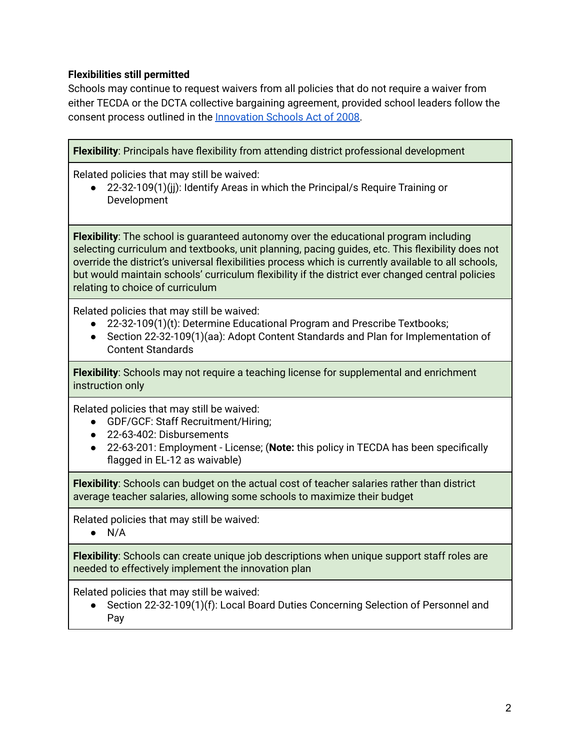**Flexibilities still permitted**

Schools may continue to request waivers from all policies that do not require a waiver from either TECDA or the DCTA collective bargaining agreement, provided school leaders follow the consent process outlined in the [Innovation Schools Act of 2008](#).

| **Flexibility**: Principals have flexibility from attending district professional development |
|---|
| Related policies that may still be waived:<br>● 22-32-109(1)(jj): Identify Areas in which the Principal/s Require Training or Development |
| **Flexibility**: The school is guaranteed autonomy over the educational program including selecting curriculum and textbooks, unit planning, pacing guides, etc. This flexibility does not override the district's universal flexibilities process which is currently available to all schools, but would maintain schools' curriculum flexibility if the district ever changed central policies relating to choice of curriculum |
| Related policies that may still be waived:<br>● 22-32-109(1)(t): Determine Educational Program and Prescribe Textbooks;<br>● Section 22-32-109(1)(aa): Adopt Content Standards and Plan for Implementation of Content Standards |
| **Flexibility**: Schools may not require a teaching license for supplemental and enrichment instruction only |
| Related policies that may still be waived:<br>● GDF/GCF: Staff Recruitment/Hiring;<br>● 22-63-402: Disbursements<br>● 22-63-201: Employment - License; (**Note:** this policy in TECDA has been specifically flagged in EL-12 as waivable) |
| **Flexibility**: Schools can budget on the actual cost of teacher salaries rather than district average teacher salaries, allowing some schools to maximize their budget |
| Related policies that may still be waived:<br>● N/A |
| **Flexibility**: Schools can create unique job descriptions when unique support staff roles are needed to effectively implement the innovation plan |
| Related policies that may still be waived:<br>● Section 22-32-109(1)(f): Local Board Duties Concerning Selection of Personnel and Pay |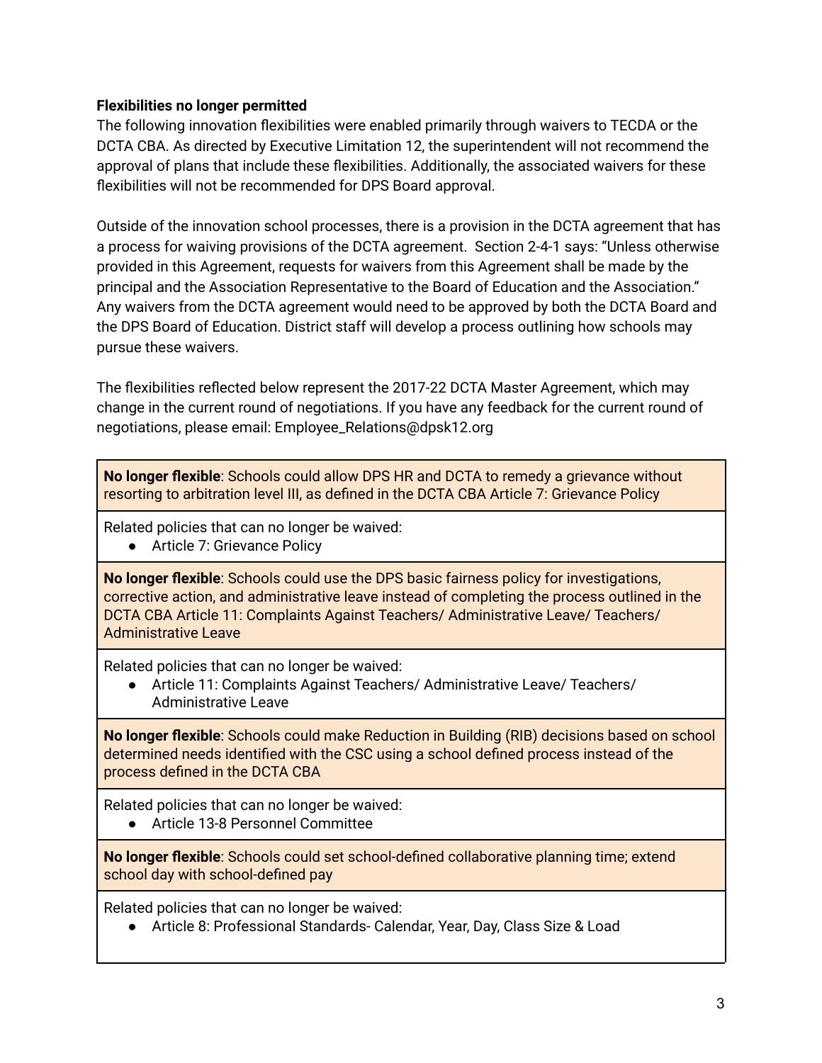**Flexibilities no longer permitted**

The following innovation flexibilities were enabled primarily through waivers to TECDA or the DCTA CBA. As directed by Executive Limitation 12, the superintendent will not recommend the approval of plans that include these flexibilities. Additionally, the associated waivers for these flexibilities will not be recommended for DPS Board approval.

Outside of the innovation school processes, there is a provision in the DCTA agreement that has a process for waiving provisions of the DCTA agreement. Section 2-4-1 says: "Unless otherwise provided in this Agreement, requests for waivers from this Agreement shall be made by the principal and the Association Representative to the Board of Education and the Association." Any waivers from the DCTA agreement would need to be approved by both the DCTA Board and the DPS Board of Education. District staff will develop a process outlining how schools may pursue these waivers.

The flexibilities reflected below represent the 2017-22 DCTA Master Agreement, which may change in the current round of negotiations. If you have any feedback for the current round of negotiations, please email: Employee_Relations@dpsk12.org

| **No longer flexible**: Schools could allow DPS HR and DCTA to remedy a grievance without resorting to arbitration level III, as defined in the DCTA CBA Article 7: Grievance Policy |
|---|
| Related policies that can no longer be waived:<br>● Article 7: Grievance Policy |
| **No longer flexible**: Schools could use the DPS basic fairness policy for investigations, corrective action, and administrative leave instead of completing the process outlined in the DCTA CBA Article 11: Complaints Against Teachers/ Administrative Leave/ Teachers/ Administrative Leave |
| Related policies that can no longer be waived:<br>● Article 11: Complaints Against Teachers/ Administrative Leave/ Teachers/ Administrative Leave |
| **No longer flexible**: Schools could make Reduction in Building (RIB) decisions based on school determined needs identified with the CSC using a school defined process instead of the process defined in the DCTA CBA |
| Related policies that can no longer be waived:<br>● Article 13-8 Personnel Committee |
| **No longer flexible**: Schools could set school-defined collaborative planning time; extend school day with school-defined pay |
| Related policies that can no longer be waived:<br>● Article 8: Professional Standards- Calendar, Year, Day, Class Size & Load |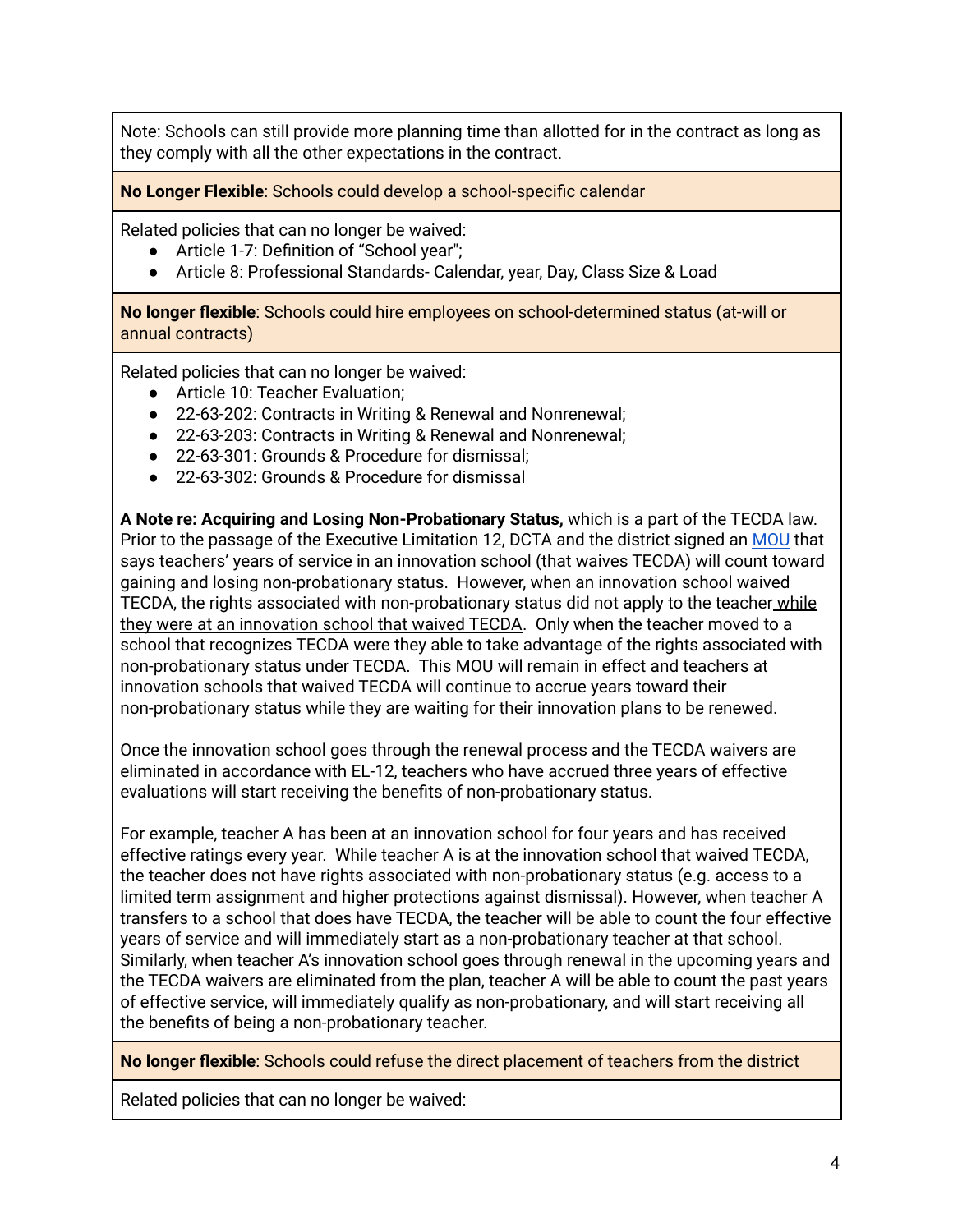Note: Schools can still provide more planning time than allotted for in the contract as long as they comply with all the other expectations in the contract.

**No Longer Flexible**: Schools could develop a school-specific calendar

Related policies that can no longer be waived:

- Article 1-7: Definition of "School year";
- Article 8: Professional Standards- Calendar, year, Day, Class Size & Load

**No longer flexible**: Schools could hire employees on school-determined status (at-will or annual contracts)

Related policies that can no longer be waived:

- Article 10: Teacher Evaluation;
- 22-63-202: Contracts in Writing & Renewal and Nonrenewal;
- 22-63-203: Contracts in Writing & Renewal and Nonrenewal;
- 22-63-301: Grounds & Procedure for dismissal;
- 22-63-302: Grounds & Procedure for dismissal

**A Note re: Acquiring and Losing Non-Probationary Status,** which is a part of the TECDA law. Prior to the passage of the Executive Limitation 12, DCTA and the district signed an MOU that says teachers' years of service in an innovation school (that waives TECDA) will count toward gaining and losing non-probationary status. However, when an innovation school waived TECDA, the rights associated with non-probationary status did not apply to the teacher while they were at an innovation school that waived TECDA. Only when the teacher moved to a school that recognizes TECDA were they able to take advantage of the rights associated with non-probationary status under TECDA. This MOU will remain in effect and teachers at innovation schools that waived TECDA will continue to accrue years toward their non-probationary status while they are waiting for their innovation plans to be renewed.

Once the innovation school goes through the renewal process and the TECDA waivers are eliminated in accordance with EL-12, teachers who have accrued three years of effective evaluations will start receiving the benefits of non-probationary status.

For example, teacher A has been at an innovation school for four years and has received effective ratings every year. While teacher A is at the innovation school that waived TECDA, the teacher does not have rights associated with non-probationary status (e.g. access to a limited term assignment and higher protections against dismissal). However, when teacher A transfers to a school that does have TECDA, the teacher will be able to count the four effective years of service and will immediately start as a non-probationary teacher at that school. Similarly, when teacher A's innovation school goes through renewal in the upcoming years and the TECDA waivers are eliminated from the plan, teacher A will be able to count the past years of effective service, will immediately qualify as non-probationary, and will start receiving all the benefits of being a non-probationary teacher.

**No longer flexible**: Schools could refuse the direct placement of teachers from the district

Related policies that can no longer be waived: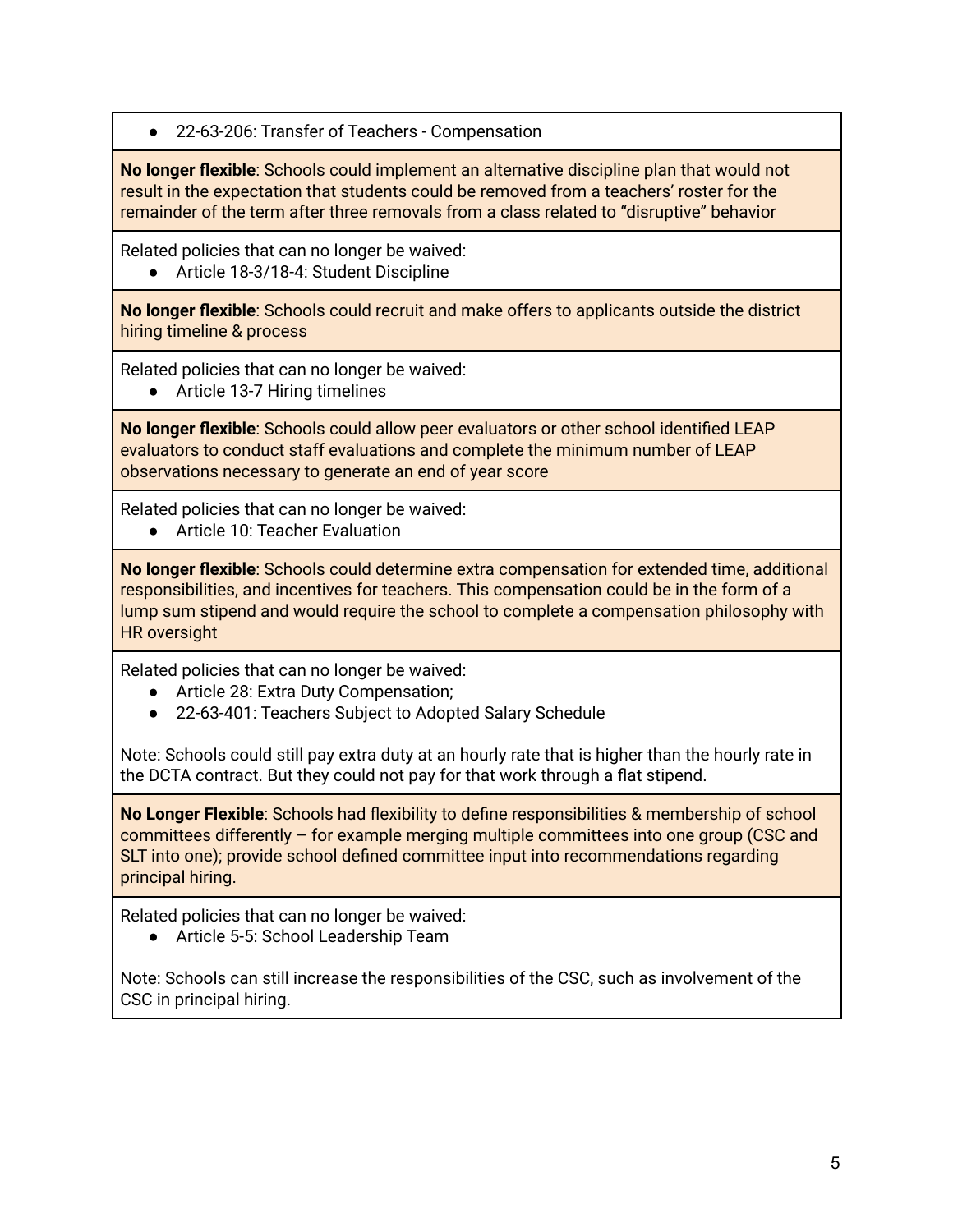- 22-63-206: Transfer of Teachers - Compensation

**No longer flexible**: Schools could implement an alternative discipline plan that would not result in the expectation that students could be removed from a teachers' roster for the remainder of the term after three removals from a class related to "disruptive" behavior

Related policies that can no longer be waived:

- Article 18-3/18-4: Student Discipline

**No longer flexible**: Schools could recruit and make offers to applicants outside the district hiring timeline & process

Related policies that can no longer be waived:

- Article 13-7 Hiring timelines

**No longer flexible**: Schools could allow peer evaluators or other school identified LEAP evaluators to conduct staff evaluations and complete the minimum number of LEAP observations necessary to generate an end of year score

Related policies that can no longer be waived:

- Article 10: Teacher Evaluation

**No longer flexible**: Schools could determine extra compensation for extended time, additional responsibilities, and incentives for teachers. This compensation could be in the form of a lump sum stipend and would require the school to complete a compensation philosophy with HR oversight

Related policies that can no longer be waived:

- Article 28: Extra Duty Compensation;
- 22-63-401: Teachers Subject to Adopted Salary Schedule

Note: Schools could still pay extra duty at an hourly rate that is higher than the hourly rate in the DCTA contract. But they could not pay for that work through a flat stipend.

**No Longer Flexible**: Schools had flexibility to define responsibilities & membership of school committees differently – for example merging multiple committees into one group (CSC and SLT into one); provide school defined committee input into recommendations regarding principal hiring.

Related policies that can no longer be waived:

- Article 5-5: School Leadership Team

Note: Schools can still increase the responsibilities of the CSC, such as involvement of the CSC in principal hiring.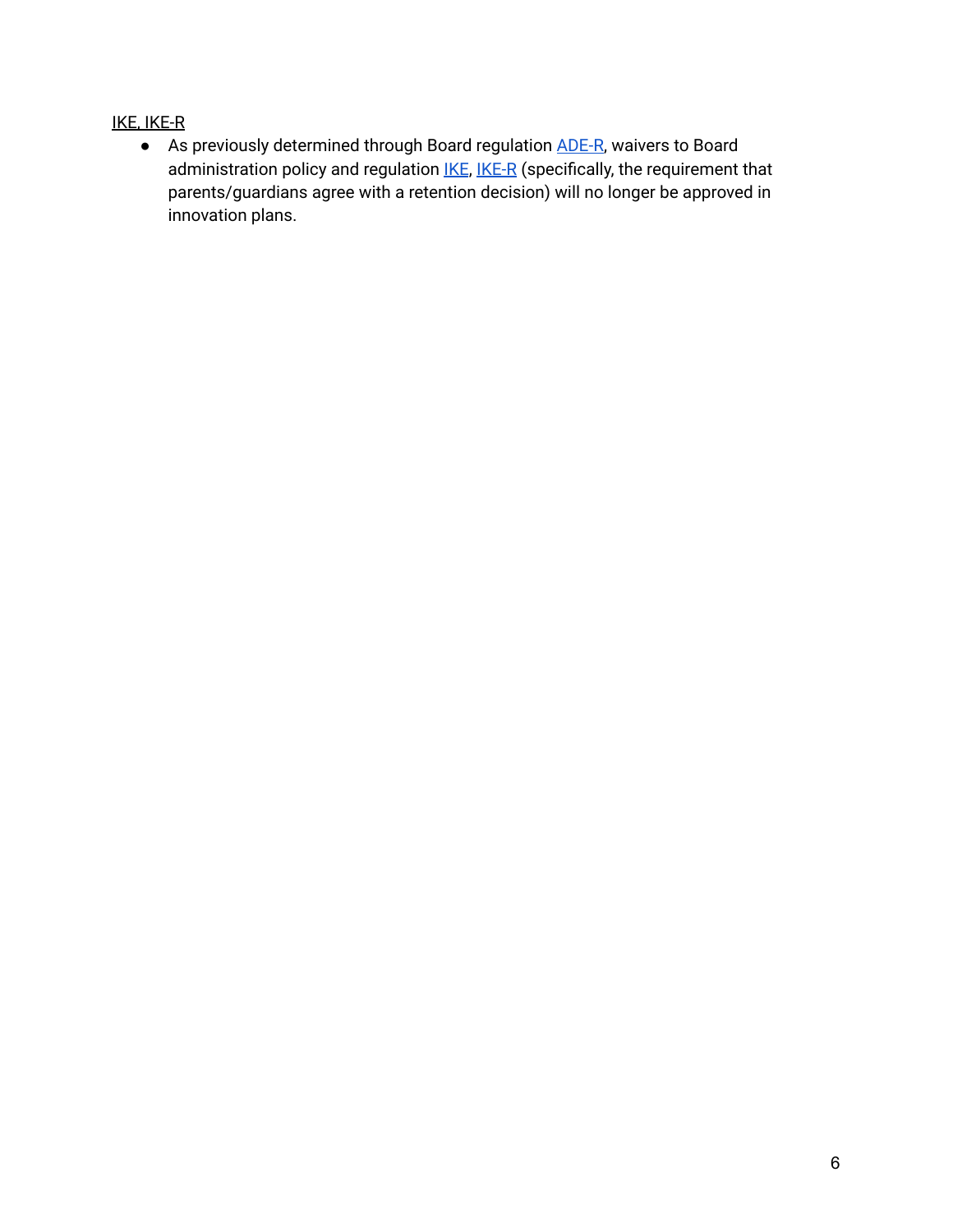IKE, IKE-R

- As previously determined through Board regulation ADE-R, waivers to Board administration policy and regulation IKE, IKE-R (specifically, the requirement that parents/guardians agree with a retention decision) will no longer be approved in innovation plans.